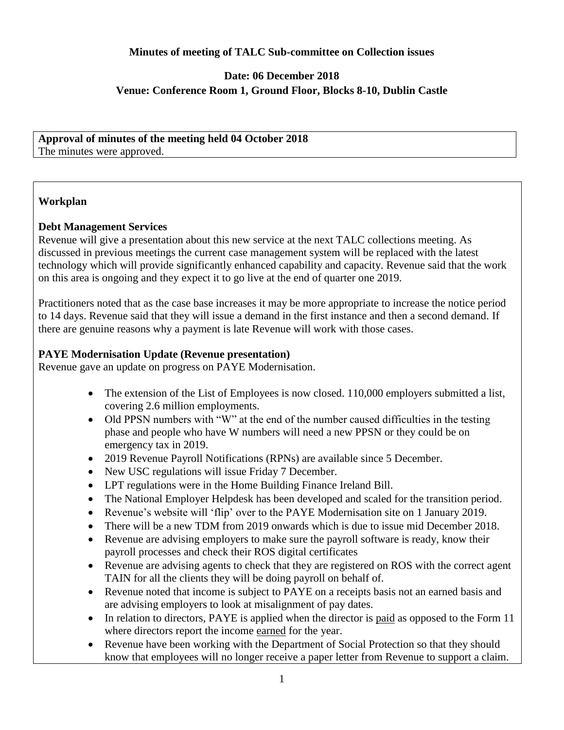**Minutes of meeting of TALC Sub-committee on Collection issues**

**Date: 06 December 2018**

**Venue: Conference Room 1, Ground Floor, Blocks 8-10, Dublin Castle**

**Approval of minutes of the meeting held 04 October 2018**

The minutes were approved.

**Workplan**

**Debt Management Services**

Revenue will give a presentation about this new service at the next TALC collections meeting. As discussed in previous meetings the current case management system will be replaced with the latest technology which will provide significantly enhanced capability and capacity. Revenue said that the work on this area is ongoing and they expect it to go live at the end of quarter one 2019.

Practitioners noted that as the case base increases it may be more appropriate to increase the notice period to 14 days. Revenue said that they will issue a demand in the first instance and then a second demand. If there are genuine reasons why a payment is late Revenue will work with those cases.

**PAYE Modernisation Update (Revenue presentation)**

Revenue gave an update on progress on PAYE Modernisation.

- The extension of the List of Employees is now closed. 110,000 employers submitted a list, covering 2.6 million employments.
- Old PPSN numbers with "W" at the end of the number caused difficulties in the testing phase and people who have W numbers will need a new PPSN or they could be on emergency tax in 2019.
- 2019 Revenue Payroll Notifications (RPNs) are available since 5 December.
- New USC regulations will issue Friday 7 December.
- LPT regulations were in the Home Building Finance Ireland Bill.
- The National Employer Helpdesk has been developed and scaled for the transition period.
- Revenue's website will 'flip' over to the PAYE Modernisation site on 1 January 2019.
- There will be a new TDM from 2019 onwards which is due to issue mid December 2018.
- Revenue are advising employers to make sure the payroll software is ready, know their payroll processes and check their ROS digital certificates
- Revenue are advising agents to check that they are registered on ROS with the correct agent TAIN for all the clients they will be doing payroll on behalf of.
- Revenue noted that income is subject to PAYE on a receipts basis not an earned basis and are advising employers to look at misalignment of pay dates.
- In relation to directors, PAYE is applied when the director is <u>paid</u> as opposed to the Form 11 where directors report the income <u>earned</u> for the year.
- Revenue have been working with the Department of Social Protection so that they should know that employees will no longer receive a paper letter from Revenue to support a claim.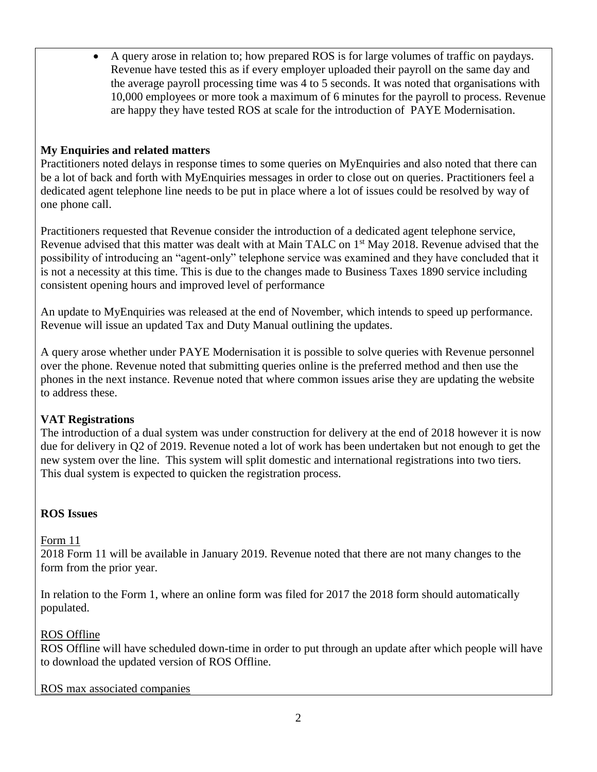- A query arose in relation to; how prepared ROS is for large volumes of traffic on paydays. Revenue have tested this as if every employer uploaded their payroll on the same day and the average payroll processing time was 4 to 5 seconds. It was noted that organisations with 10,000 employees or more took a maximum of 6 minutes for the payroll to process. Revenue are happy they have tested ROS at scale for the introduction of PAYE Modernisation.

**My Enquiries and related matters**

Practitioners noted delays in response times to some queries on MyEnquiries and also noted that there can be a lot of back and forth with MyEnquiries messages in order to close out on queries. Practitioners feel a dedicated agent telephone line needs to be put in place where a lot of issues could be resolved by way of one phone call.

Practitioners requested that Revenue consider the introduction of a dedicated agent telephone service, Revenue advised that this matter was dealt with at Main TALC on 1st May 2018. Revenue advised that the possibility of introducing an "agent-only" telephone service was examined and they have concluded that it is not a necessity at this time. This is due to the changes made to Business Taxes 1890 service including consistent opening hours and improved level of performance

An update to MyEnquiries was released at the end of November, which intends to speed up performance. Revenue will issue an updated Tax and Duty Manual outlining the updates.

A query arose whether under PAYE Modernisation it is possible to solve queries with Revenue personnel over the phone. Revenue noted that submitting queries online is the preferred method and then use the phones in the next instance. Revenue noted that where common issues arise they are updating the website to address these.

**VAT Registrations**

The introduction of a dual system was under construction for delivery at the end of 2018 however it is now due for delivery in Q2 of 2019. Revenue noted a lot of work has been undertaken but not enough to get the new system over the line. This system will split domestic and international registrations into two tiers. This dual system is expected to quicken the registration process.

**ROS Issues**

Form 11

2018 Form 11 will be available in January 2019. Revenue noted that there are not many changes to the form from the prior year.

In relation to the Form 1, where an online form was filed for 2017 the 2018 form should automatically populated.

ROS Offline

ROS Offline will have scheduled down-time in order to put through an update after which people will have to download the updated version of ROS Offline.

ROS max associated companies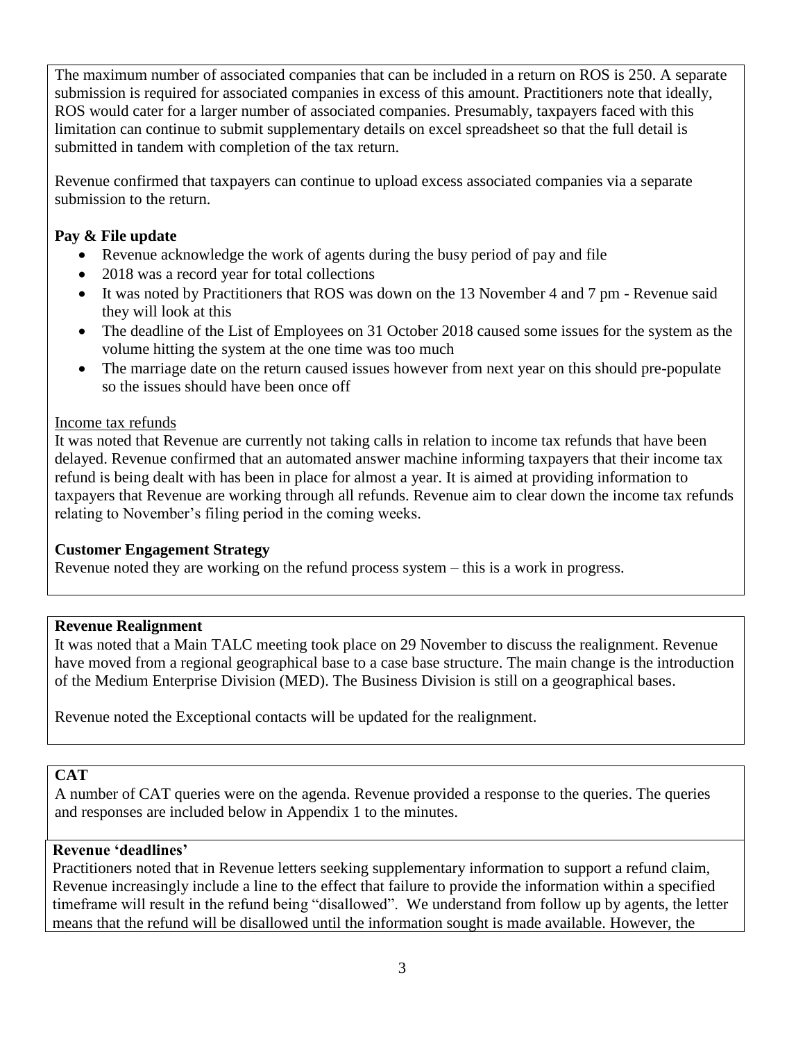The maximum number of associated companies that can be included in a return on ROS is 250. A separate submission is required for associated companies in excess of this amount. Practitioners note that ideally, ROS would cater for a larger number of associated companies. Presumably, taxpayers faced with this limitation can continue to submit supplementary details on excel spreadsheet so that the full detail is submitted in tandem with completion of the tax return.

Revenue confirmed that taxpayers can continue to upload excess associated companies via a separate submission to the return.

**Pay & File update**

- Revenue acknowledge the work of agents during the busy period of pay and file
- 2018 was a record year for total collections
- It was noted by Practitioners that ROS was down on the 13 November 4 and 7 pm - Revenue said they will look at this
- The deadline of the List of Employees on 31 October 2018 caused some issues for the system as the volume hitting the system at the one time was too much
- The marriage date on the return caused issues however from next year on this should pre-populate so the issues should have been once off

<u>Income tax refunds</u>

It was noted that Revenue are currently not taking calls in relation to income tax refunds that have been delayed. Revenue confirmed that an automated answer machine informing taxpayers that their income tax refund is being dealt with has been in place for almost a year. It is aimed at providing information to taxpayers that Revenue are working through all refunds. Revenue aim to clear down the income tax refunds relating to November's filing period in the coming weeks.

**Customer Engagement Strategy**

Revenue noted they are working on the refund process system – this is a work in progress.

**Revenue Realignment**

It was noted that a Main TALC meeting took place on 29 November to discuss the realignment. Revenue have moved from a regional geographical base to a case base structure. The main change is the introduction of the Medium Enterprise Division (MED). The Business Division is still on a geographical bases.

Revenue noted the Exceptional contacts will be updated for the realignment.

**CAT**

A number of CAT queries were on the agenda. Revenue provided a response to the queries. The queries and responses are included below in Appendix 1 to the minutes.

**Revenue 'deadlines'**

Practitioners noted that in Revenue letters seeking supplementary information to support a refund claim, Revenue increasingly include a line to the effect that failure to provide the information within a specified timeframe will result in the refund being "disallowed". We understand from follow up by agents, the letter means that the refund will be disallowed until the information sought is made available. However, the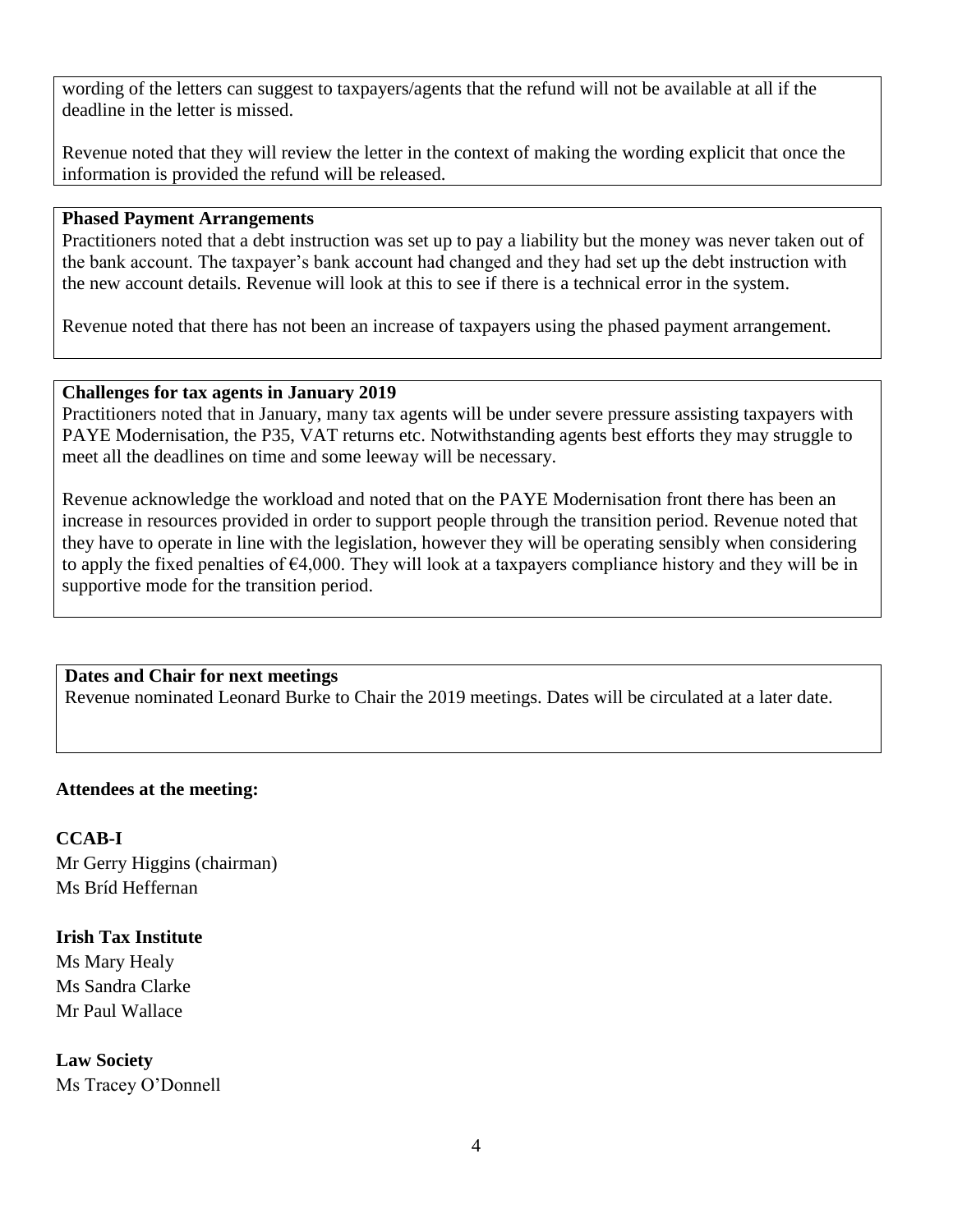wording of the letters can suggest to taxpayers/agents that the refund will not be available at all if the deadline in the letter is missed.

Revenue noted that they will review the letter in the context of making the wording explicit that once the information is provided the refund will be released.

**Phased Payment Arrangements**

Practitioners noted that a debt instruction was set up to pay a liability but the money was never taken out of the bank account. The taxpayer's bank account had changed and they had set up the debt instruction with the new account details. Revenue will look at this to see if there is a technical error in the system.

Revenue noted that there has not been an increase of taxpayers using the phased payment arrangement.

**Challenges for tax agents in January 2019**

Practitioners noted that in January, many tax agents will be under severe pressure assisting taxpayers with PAYE Modernisation, the P35, VAT returns etc. Notwithstanding agents best efforts they may struggle to meet all the deadlines on time and some leeway will be necessary.

Revenue acknowledge the workload and noted that on the PAYE Modernisation front there has been an increase in resources provided in order to support people through the transition period. Revenue noted that they have to operate in line with the legislation, however they will be operating sensibly when considering to apply the fixed penalties of €4,000. They will look at a taxpayers compliance history and they will be in supportive mode for the transition period.

**Dates and Chair for next meetings**

Revenue nominated Leonard Burke to Chair the 2019 meetings. Dates will be circulated at a later date.

**Attendees at the meeting:**

**CCAB-I**

Mr Gerry Higgins (chairman)
Ms Bríd Heffernan

**Irish Tax Institute**

Ms Mary Healy
Ms Sandra Clarke
Mr Paul Wallace

**Law Society**

Ms Tracey O'Donnell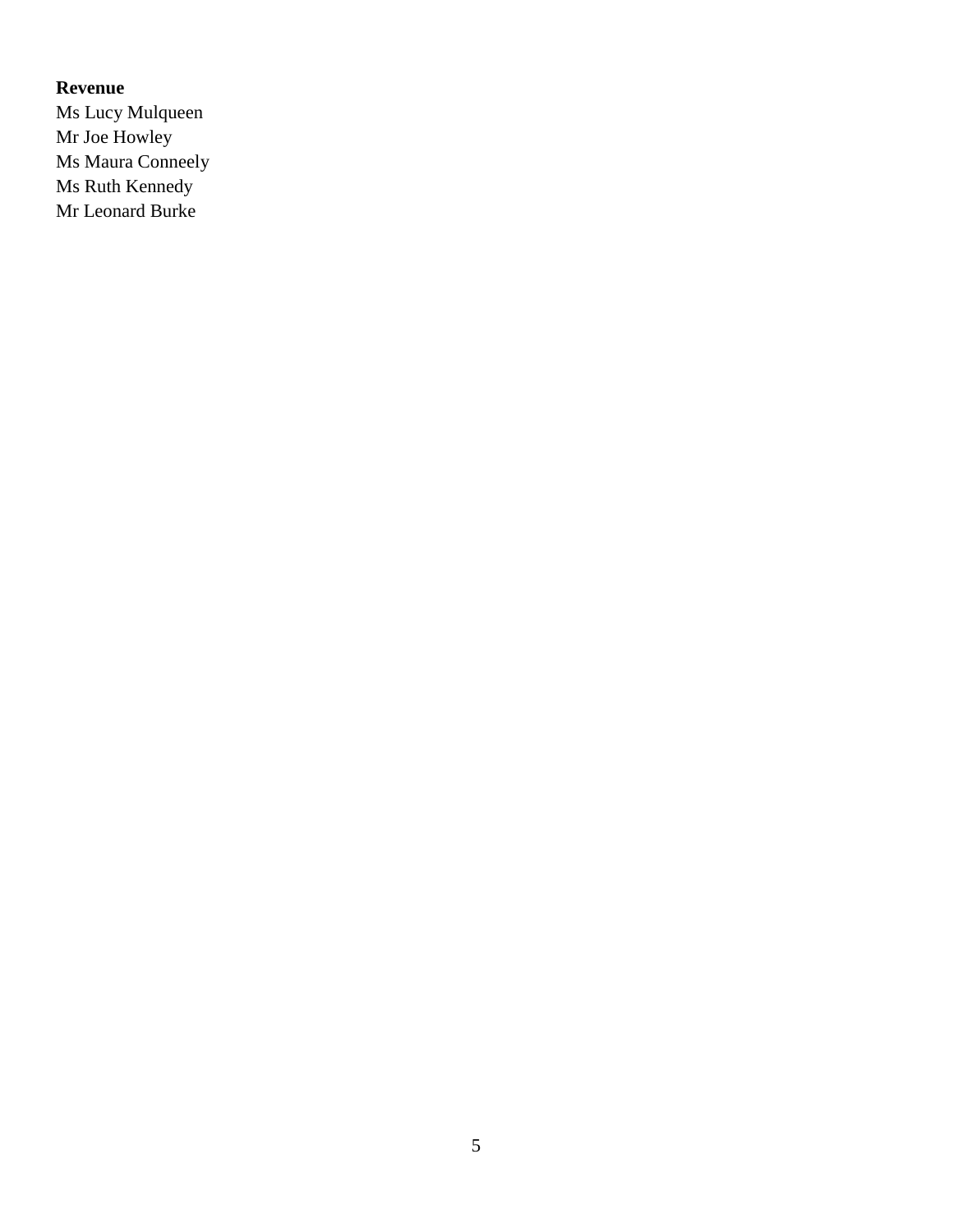**Revenue**

Ms Lucy Mulqueen
Mr Joe Howley
Ms Maura Conneely
Ms Ruth Kennedy
Mr Leonard Burke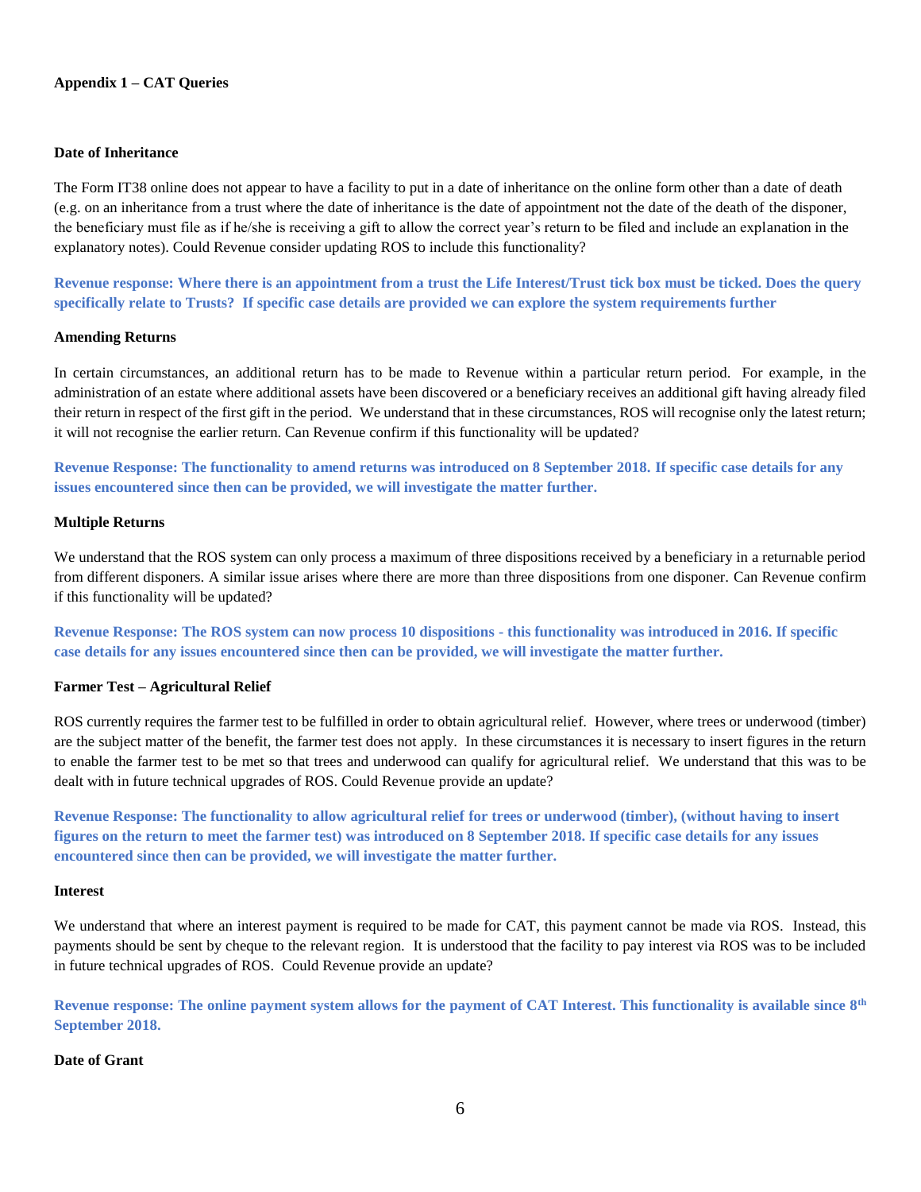**Appendix 1 – CAT Queries**

**Date of Inheritance**

The Form IT38 online does not appear to have a facility to put in a date of inheritance on the online form other than a date of death (e.g. on an inheritance from a trust where the date of inheritance is the date of appointment not the date of the death of the disponer, the beneficiary must file as if he/she is receiving a gift to allow the correct year's return to be filed and include an explanation in the explanatory notes). Could Revenue consider updating ROS to include this functionality?

**Revenue response: Where there is an appointment from a trust the Life Interest/Trust tick box must be ticked. Does the query specifically relate to Trusts? If specific case details are provided we can explore the system requirements further**

**Amending Returns**

In certain circumstances, an additional return has to be made to Revenue within a particular return period. For example, in the administration of an estate where additional assets have been discovered or a beneficiary receives an additional gift having already filed their return in respect of the first gift in the period. We understand that in these circumstances, ROS will recognise only the latest return; it will not recognise the earlier return. Can Revenue confirm if this functionality will be updated?

**Revenue Response: The functionality to amend returns was introduced on 8 September 2018. If specific case details for any issues encountered since then can be provided, we will investigate the matter further.**

**Multiple Returns**

We understand that the ROS system can only process a maximum of three dispositions received by a beneficiary in a returnable period from different disponers. A similar issue arises where there are more than three dispositions from one disponer. Can Revenue confirm if this functionality will be updated?

**Revenue Response: The ROS system can now process 10 dispositions - this functionality was introduced in 2016. If specific case details for any issues encountered since then can be provided, we will investigate the matter further.**

**Farmer Test – Agricultural Relief**

ROS currently requires the farmer test to be fulfilled in order to obtain agricultural relief. However, where trees or underwood (timber) are the subject matter of the benefit, the farmer test does not apply. In these circumstances it is necessary to insert figures in the return to enable the farmer test to be met so that trees and underwood can qualify for agricultural relief. We understand that this was to be dealt with in future technical upgrades of ROS. Could Revenue provide an update?

**Revenue Response: The functionality to allow agricultural relief for trees or underwood (timber), (without having to insert figures on the return to meet the farmer test) was introduced on 8 September 2018. If specific case details for any issues encountered since then can be provided, we will investigate the matter further.**

**Interest**

We understand that where an interest payment is required to be made for CAT, this payment cannot be made via ROS. Instead, this payments should be sent by cheque to the relevant region. It is understood that the facility to pay interest via ROS was to be included in future technical upgrades of ROS. Could Revenue provide an update?

**Revenue response: The online payment system allows for the payment of CAT Interest. This functionality is available since 8th September 2018.**

**Date of Grant**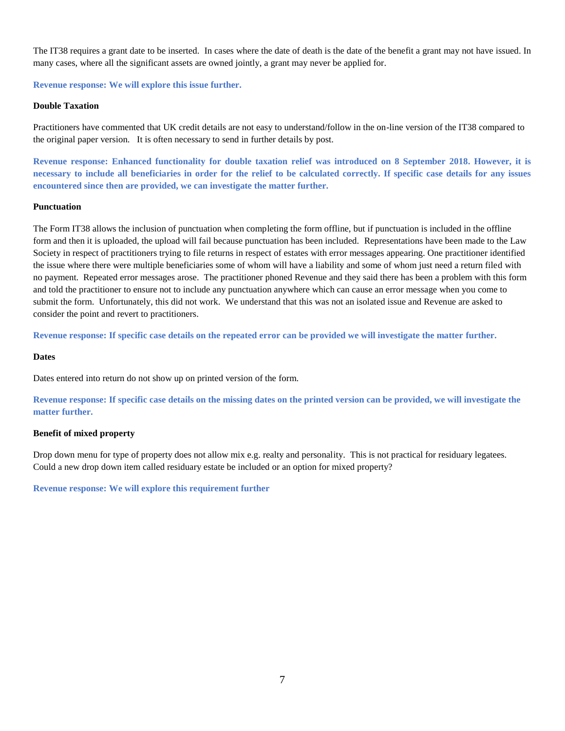The IT38 requires a grant date to be inserted. In cases where the date of death is the date of the benefit a grant may not have issued. In many cases, where all the significant assets are owned jointly, a grant may never be applied for.

**Revenue response: We will explore this issue further.**

**Double Taxation**

Practitioners have commented that UK credit details are not easy to understand/follow in the on-line version of the IT38 compared to the original paper version. It is often necessary to send in further details by post.

**Revenue response: Enhanced functionality for double taxation relief was introduced on 8 September 2018. However, it is necessary to include all beneficiaries in order for the relief to be calculated correctly. If specific case details for any issues encountered since then are provided, we can investigate the matter further.**

**Punctuation**

The Form IT38 allows the inclusion of punctuation when completing the form offline, but if punctuation is included in the offline form and then it is uploaded, the upload will fail because punctuation has been included. Representations have been made to the Law Society in respect of practitioners trying to file returns in respect of estates with error messages appearing. One practitioner identified the issue where there were multiple beneficiaries some of whom will have a liability and some of whom just need a return filed with no payment. Repeated error messages arose. The practitioner phoned Revenue and they said there has been a problem with this form and told the practitioner to ensure not to include any punctuation anywhere which can cause an error message when you come to submit the form. Unfortunately, this did not work. We understand that this was not an isolated issue and Revenue are asked to consider the point and revert to practitioners.

**Revenue response: If specific case details on the repeated error can be provided we will investigate the matter further.**

**Dates**

Dates entered into return do not show up on printed version of the form.

**Revenue response: If specific case details on the missing dates on the printed version can be provided, we will investigate the matter further.**

**Benefit of mixed property**

Drop down menu for type of property does not allow mix e.g. realty and personality. This is not practical for residuary legatees. Could a new drop down item called residuary estate be included or an option for mixed property?

**Revenue response: We will explore this requirement further**